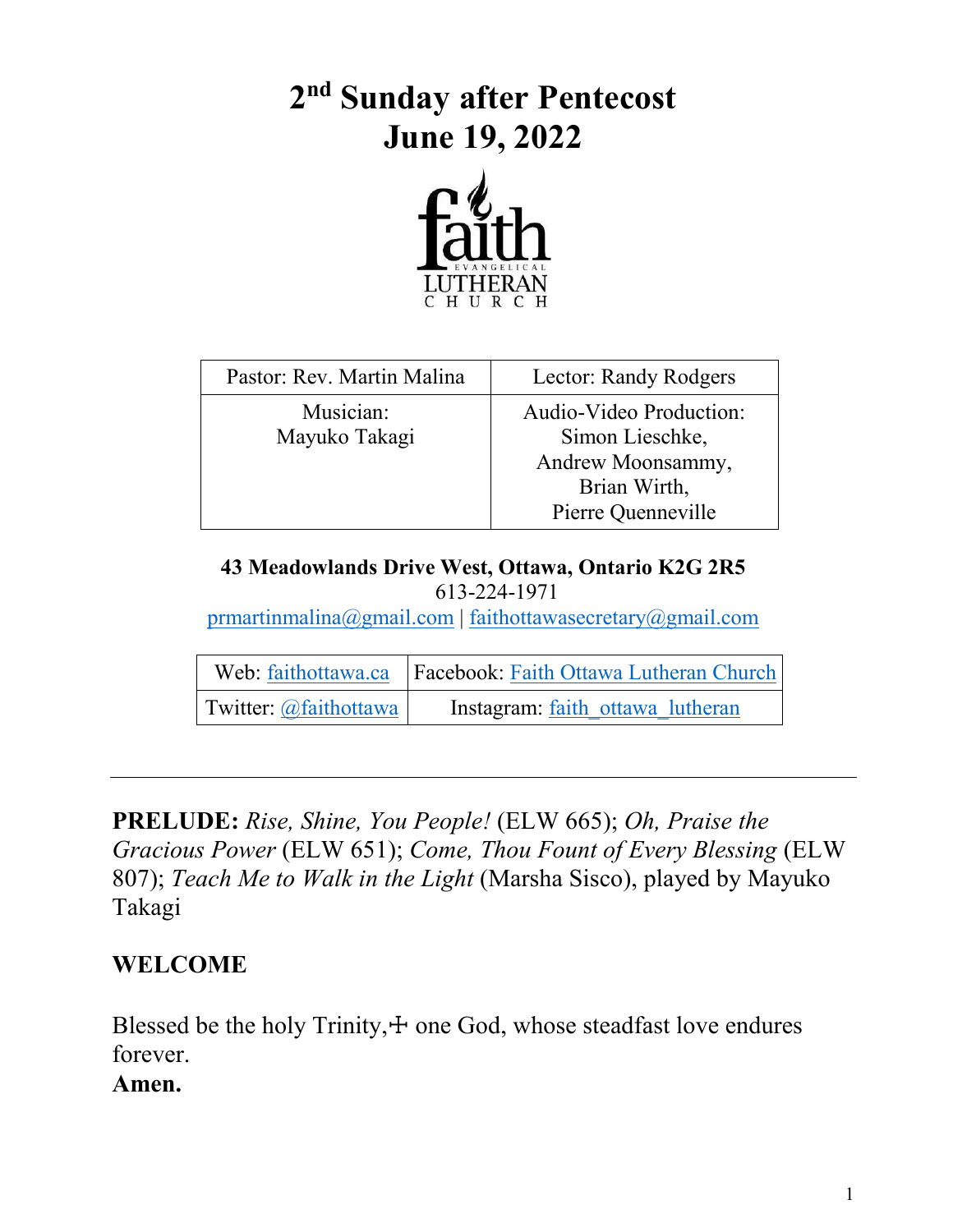# 2nd Sunday after Pentecost
# June 19, 2022

| Pastor: Rev. Martin Malina | Lector: Randy Rodgers |
|---|---|
| Musician: Mayuko Takagi | Audio-Video Production: Simon Lieschke, Andrew Moonsammy, Brian Wirth, Pierre Quenneville |

**43 Meadowlands Drive West, Ottawa, Ontario K2G 2R5**
613-224-1971
prmartinmalina@gmail.com | faithottawasecretary@gmail.com

| Web: faithottawa.ca | Facebook: Faith Ottawa Lutheran Church |
|---|---|
| Twitter: @faithottawa | Instagram: faith_ottawa_lutheran |

---

**PRELUDE:** *Rise, Shine, You People!* (ELW 665); *Oh, Praise the Gracious Power* (ELW 651); *Come, Thou Fount of Every Blessing* (ELW 807); *Teach Me to Walk in the Light* (Marsha Sisco), played by Mayuko Takagi

## WELCOME

Blessed be the holy Trinity,☩ one God, whose steadfast love endures forever.
**Amen.**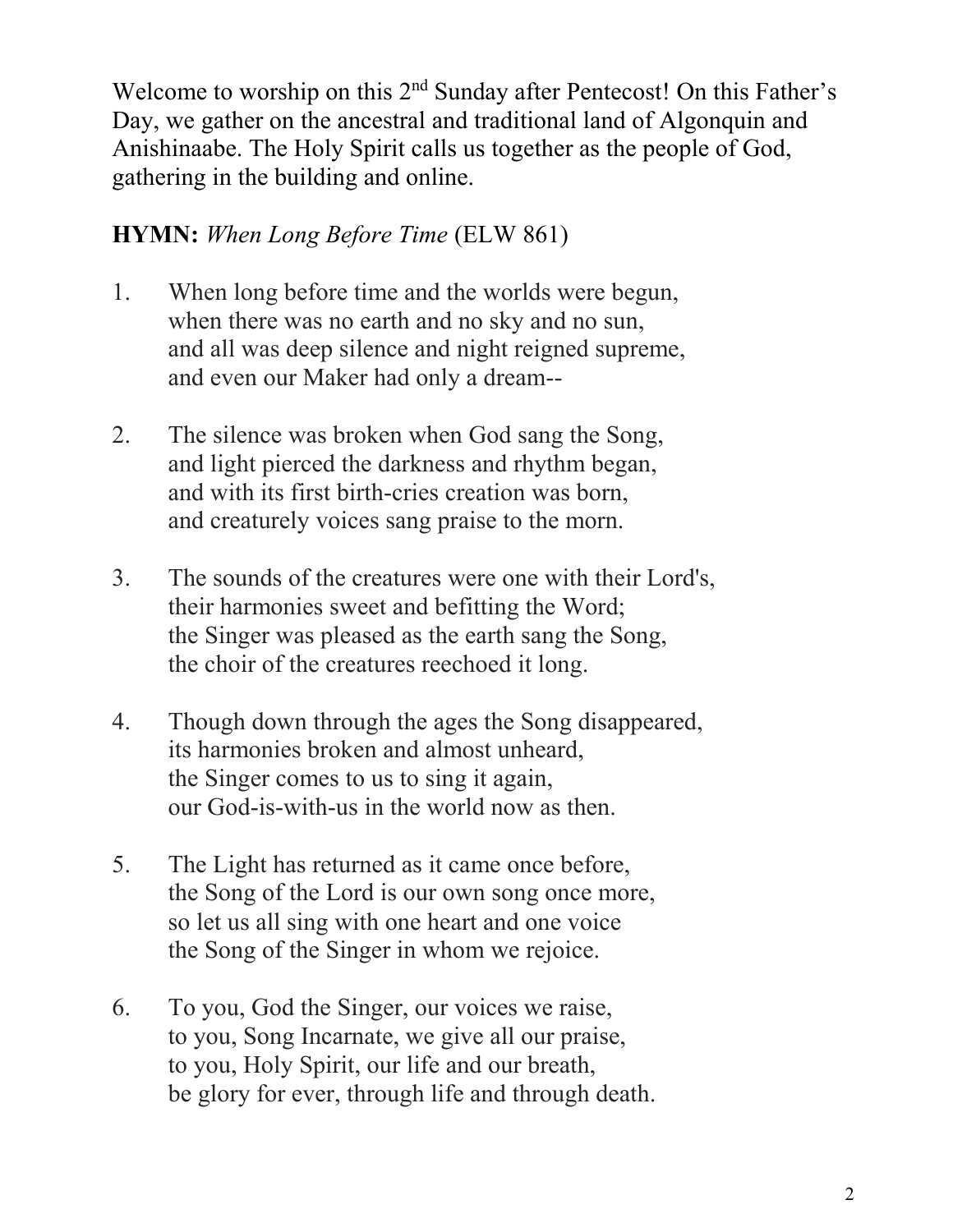Welcome to worship on this 2nd Sunday after Pentecost! On this Father's Day, we gather on the ancestral and traditional land of Algonquin and Anishinaabe. The Holy Spirit calls us together as the people of God, gathering in the building and online.

**HYMN:** *When Long Before Time* (ELW 861)

1. When long before time and the worlds were begun,  
   when there was no earth and no sky and no sun,  
   and all was deep silence and night reigned supreme,  
   and even our Maker had only a dream--

2. The silence was broken when God sang the Song,  
   and light pierced the darkness and rhythm began,  
   and with its first birth-cries creation was born,  
   and creaturely voices sang praise to the morn.

3. The sounds of the creatures were one with their Lord's,  
   their harmonies sweet and befitting the Word;  
   the Singer was pleased as the earth sang the Song,  
   the choir of the creatures reechoed it long.

4. Though down through the ages the Song disappeared,  
   its harmonies broken and almost unheard,  
   the Singer comes to us to sing it again,  
   our God-is-with-us in the world now as then.

5. The Light has returned as it came once before,  
   the Song of the Lord is our own song once more,  
   so let us all sing with one heart and one voice  
   the Song of the Singer in whom we rejoice.

6. To you, God the Singer, our voices we raise,  
   to you, Song Incarnate, we give all our praise,  
   to you, Holy Spirit, our life and our breath,  
   be glory for ever, through life and through death.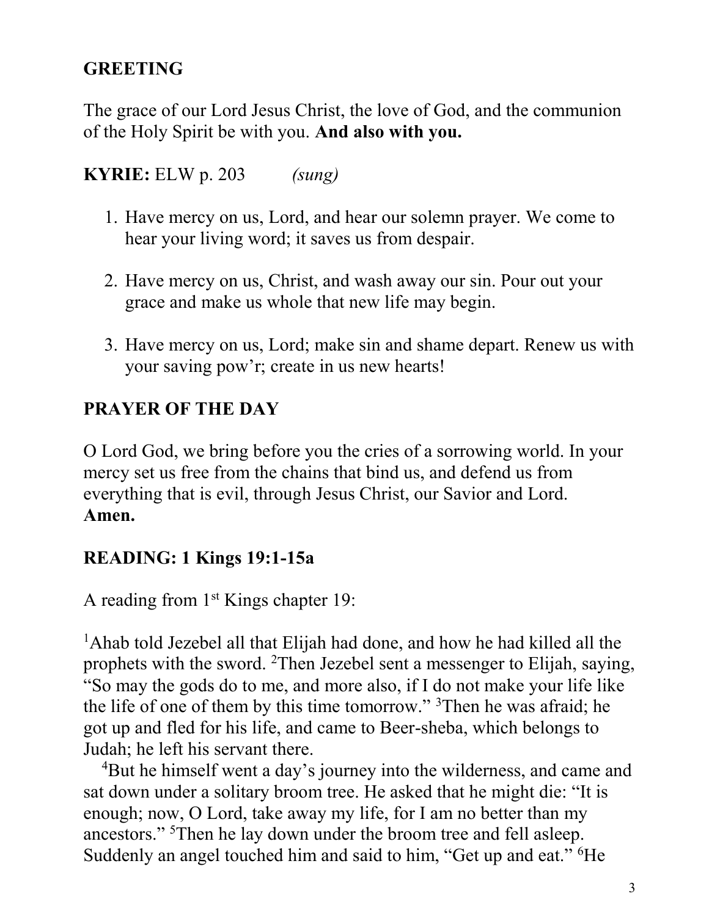## GREETING

The grace of our Lord Jesus Christ, the love of God, and the communion of the Holy Spirit be with you. **And also with you.**

**KYRIE:** ELW p. 203 *(sung)*

1. Have mercy on us, Lord, and hear our solemn prayer. We come to hear your living word; it saves us from despair.

2. Have mercy on us, Christ, and wash away our sin. Pour out your grace and make us whole that new life may begin.

3. Have mercy on us, Lord; make sin and shame depart. Renew us with your saving pow'r; create in us new hearts!

## PRAYER OF THE DAY

O Lord God, we bring before you the cries of a sorrowing world. In your mercy set us free from the chains that bind us, and defend us from everything that is evil, through Jesus Christ, our Savior and Lord. **Amen.**

## READING: 1 Kings 19:1-15a

A reading from 1st Kings chapter 19:

1Ahab told Jezebel all that Elijah had done, and how he had killed all the prophets with the sword. 2Then Jezebel sent a messenger to Elijah, saying, "So may the gods do to me, and more also, if I do not make your life like the life of one of them by this time tomorrow." 3Then he was afraid; he got up and fled for his life, and came to Beer-sheba, which belongs to Judah; he left his servant there.

4But he himself went a day's journey into the wilderness, and came and sat down under a solitary broom tree. He asked that he might die: "It is enough; now, O Lord, take away my life, for I am no better than my ancestors." 5Then he lay down under the broom tree and fell asleep. Suddenly an angel touched him and said to him, "Get up and eat." 6He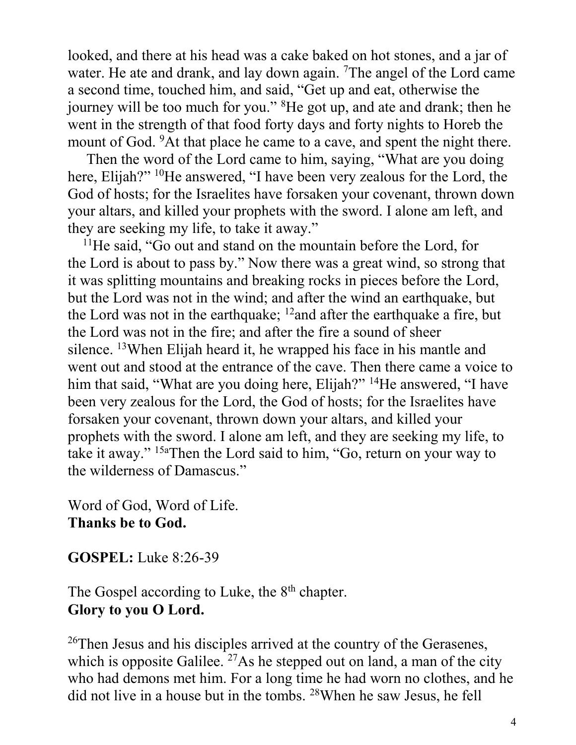looked, and there at his head was a cake baked on hot stones, and a jar of water. He ate and drank, and lay down again. [7]The angel of the Lord came a second time, touched him, and said, "Get up and eat, otherwise the journey will be too much for you." [8]He got up, and ate and drank; then he went in the strength of that food forty days and forty nights to Horeb the mount of God. [9]At that place he came to a cave, and spent the night there.

Then the word of the Lord came to him, saying, "What are you doing here, Elijah?" [10]He answered, "I have been very zealous for the Lord, the God of hosts; for the Israelites have forsaken your covenant, thrown down your altars, and killed your prophets with the sword. I alone am left, and they are seeking my life, to take it away."

[11]He said, "Go out and stand on the mountain before the Lord, for the Lord is about to pass by." Now there was a great wind, so strong that it was splitting mountains and breaking rocks in pieces before the Lord, but the Lord was not in the wind; and after the wind an earthquake, but the Lord was not in the earthquake; [12]and after the earthquake a fire, but the Lord was not in the fire; and after the fire a sound of sheer silence. [13]When Elijah heard it, he wrapped his face in his mantle and went out and stood at the entrance of the cave. Then there came a voice to him that said, "What are you doing here, Elijah?" [14]He answered, "I have been very zealous for the Lord, the God of hosts; for the Israelites have forsaken your covenant, thrown down your altars, and killed your prophets with the sword. I alone am left, and they are seeking my life, to take it away." [15a]Then the Lord said to him, "Go, return on your way to the wilderness of Damascus."

Word of God, Word of Life.
**Thanks be to God.**

**GOSPEL:** Luke 8:26-39

The Gospel according to Luke, the 8th chapter.
**Glory to you O Lord.**

[26]Then Jesus and his disciples arrived at the country of the Gerasenes, which is opposite Galilee. [27]As he stepped out on land, a man of the city who had demons met him. For a long time he had worn no clothes, and he did not live in a house but in the tombs. [28]When he saw Jesus, he fell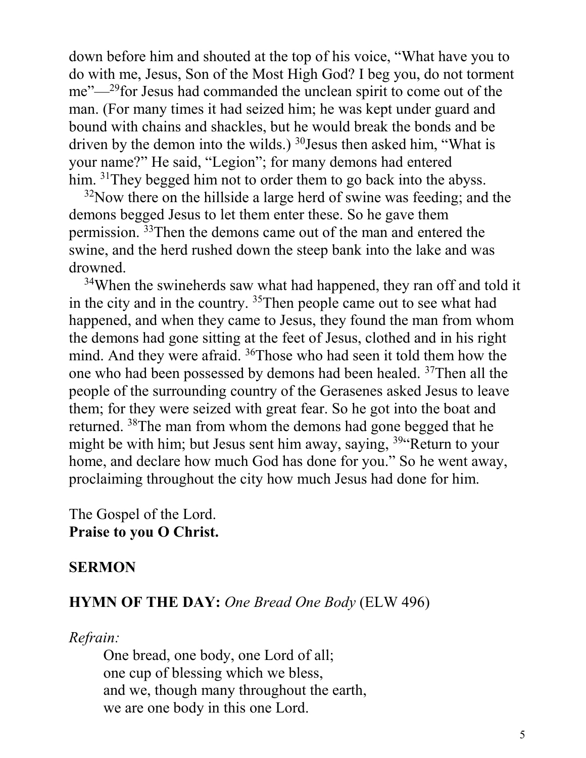down before him and shouted at the top of his voice, "What have you to do with me, Jesus, Son of the Most High God? I beg you, do not torment me"—[29]for Jesus had commanded the unclean spirit to come out of the man. (For many times it had seized him; he was kept under guard and bound with chains and shackles, but he would break the bonds and be driven by the demon into the wilds.) [30]Jesus then asked him, "What is your name?" He said, "Legion"; for many demons had entered him. [31]They begged him not to order them to go back into the abyss.

[32]Now there on the hillside a large herd of swine was feeding; and the demons begged Jesus to let them enter these. So he gave them permission. [33]Then the demons came out of the man and entered the swine, and the herd rushed down the steep bank into the lake and was drowned.

[34]When the swineherds saw what had happened, they ran off and told it in the city and in the country. [35]Then people came out to see what had happened, and when they came to Jesus, they found the man from whom the demons had gone sitting at the feet of Jesus, clothed and in his right mind. And they were afraid. [36]Those who had seen it told them how the one who had been possessed by demons had been healed. [37]Then all the people of the surrounding country of the Gerasenes asked Jesus to leave them; for they were seized with great fear. So he got into the boat and returned. [38]The man from whom the demons had gone begged that he might be with him; but Jesus sent him away, saying, [39]"Return to your home, and declare how much God has done for you." So he went away, proclaiming throughout the city how much Jesus had done for him.

The Gospel of the Lord.
**Praise to you O Christ.**

**SERMON**

**HYMN OF THE DAY:** *One Bread One Body* (ELW 496)

*Refrain:*

One bread, one body, one Lord of all;
one cup of blessing which we bless,
and we, though many throughout the earth,
we are one body in this one Lord.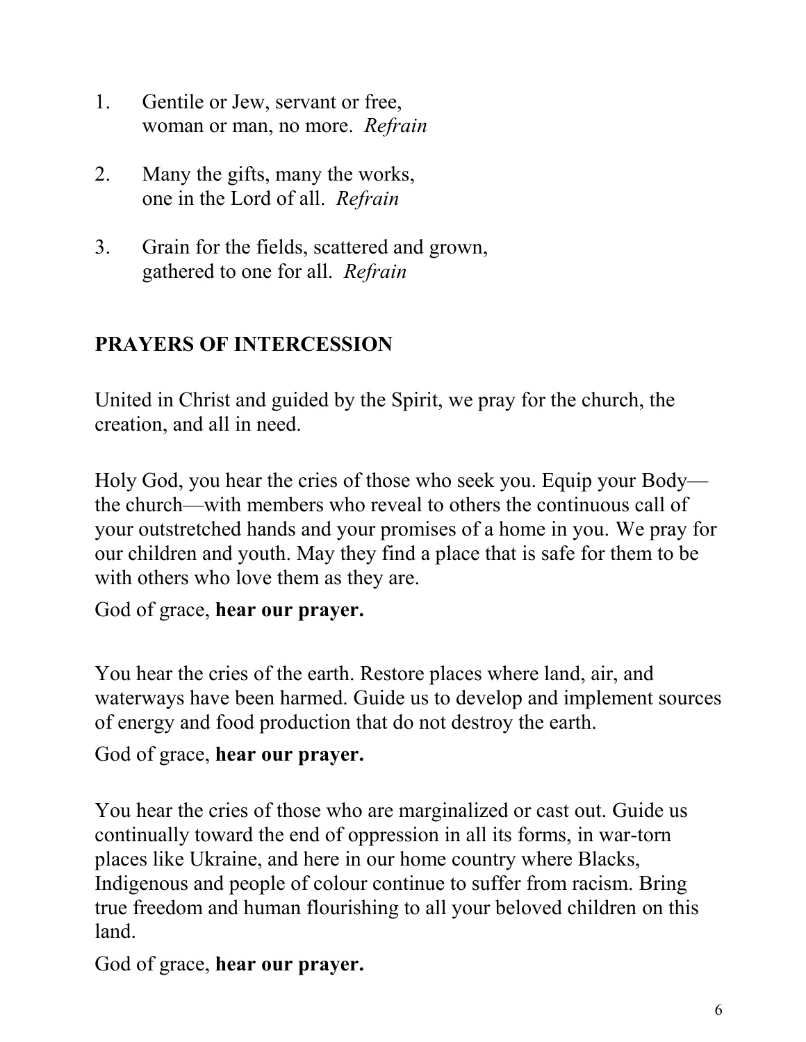1. Gentile or Jew, servant or free,
   woman or man, no more. *Refrain*

2. Many the gifts, many the works,
   one in the Lord of all. *Refrain*

3. Grain for the fields, scattered and grown,
   gathered to one for all. *Refrain*

## PRAYERS OF INTERCESSION

United in Christ and guided by the Spirit, we pray for the church, the creation, and all in need.

Holy God, you hear the cries of those who seek you. Equip your Body—the church—with members who reveal to others the continuous call of your outstretched hands and your promises of a home in you. We pray for our children and youth. May they find a place that is safe for them to be with others who love them as they are.

God of grace, **hear our prayer.**

You hear the cries of the earth. Restore places where land, air, and waterways have been harmed. Guide us to develop and implement sources of energy and food production that do not destroy the earth.

God of grace, **hear our prayer.**

You hear the cries of those who are marginalized or cast out. Guide us continually toward the end of oppression in all its forms, in war-torn places like Ukraine, and here in our home country where Blacks, Indigenous and people of colour continue to suffer from racism. Bring true freedom and human flourishing to all your beloved children on this land.

God of grace, **hear our prayer.**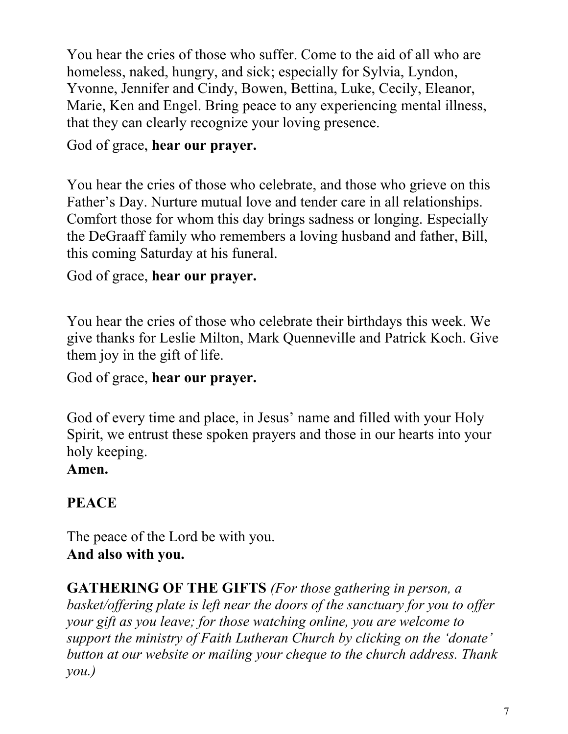You hear the cries of those who suffer. Come to the aid of all who are homeless, naked, hungry, and sick; especially for Sylvia, Lyndon, Yvonne, Jennifer and Cindy, Bowen, Bettina, Luke, Cecily, Eleanor, Marie, Ken and Engel. Bring peace to any experiencing mental illness, that they can clearly recognize your loving presence.

God of grace, **hear our prayer.**

You hear the cries of those who celebrate, and those who grieve on this Father's Day. Nurture mutual love and tender care in all relationships. Comfort those for whom this day brings sadness or longing. Especially the DeGraaff family who remembers a loving husband and father, Bill, this coming Saturday at his funeral.

God of grace, **hear our prayer.**

You hear the cries of those who celebrate their birthdays this week. We give thanks for Leslie Milton, Mark Quenneville and Patrick Koch. Give them joy in the gift of life.

God of grace, **hear our prayer.**

God of every time and place, in Jesus' name and filled with your Holy Spirit, we entrust these spoken prayers and those in our hearts into your holy keeping.
**Amen.**

**PEACE**

The peace of the Lord be with you.
**And also with you.**

**GATHERING OF THE GIFTS** *(For those gathering in person, a basket/offering plate is left near the doors of the sanctuary for you to offer your gift as you leave; for those watching online, you are welcome to support the ministry of Faith Lutheran Church by clicking on the 'donate' button at our website or mailing your cheque to the church address. Thank you.)*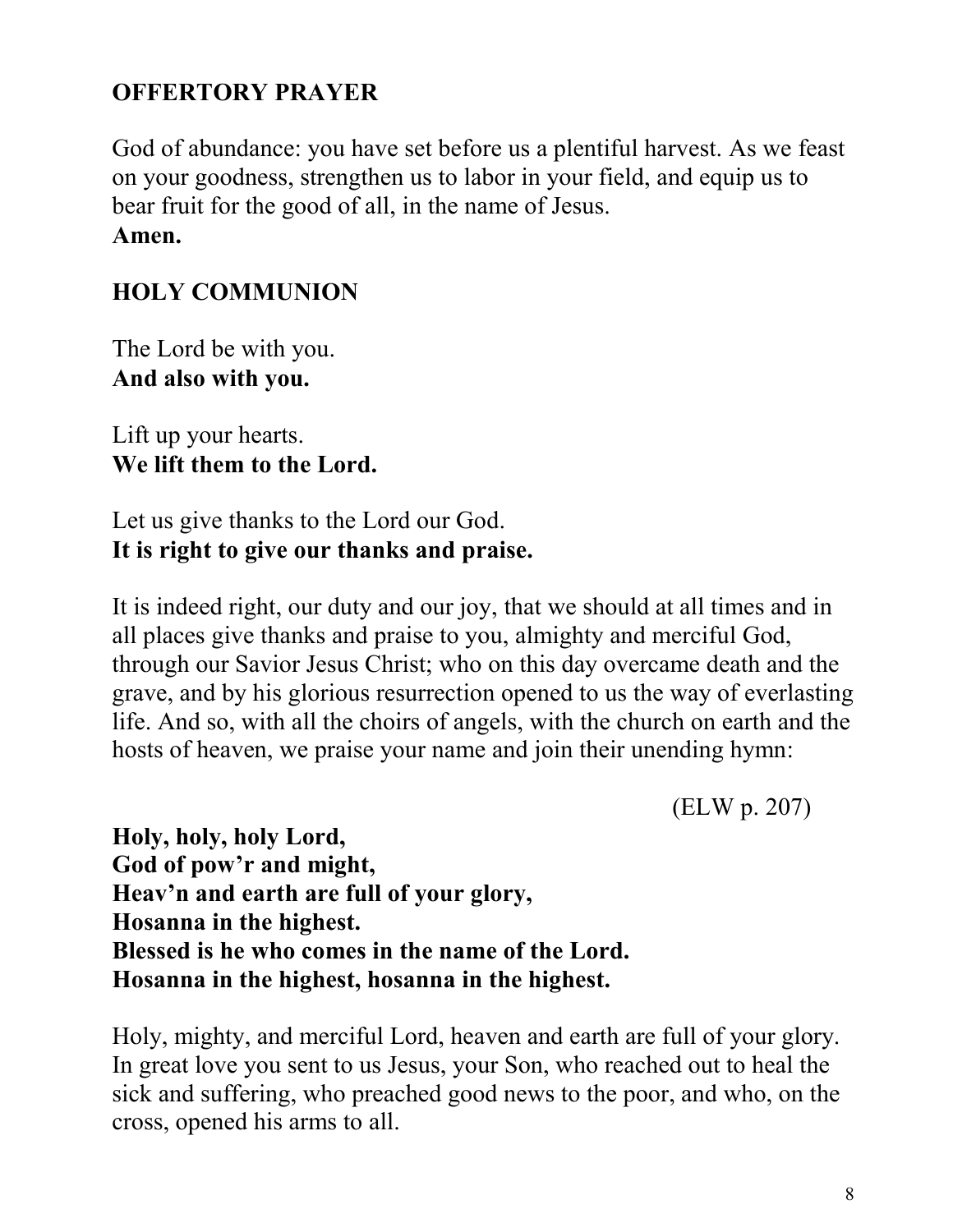## OFFERTORY PRAYER

God of abundance: you have set before us a plentiful harvest. As we feast on your goodness, strengthen us to labor in your field, and equip us to bear fruit for the good of all, in the name of Jesus.
**Amen.**

## HOLY COMMUNION

The Lord be with you.
**And also with you.**

Lift up your hearts.
**We lift them to the Lord.**

Let us give thanks to the Lord our God.
**It is right to give our thanks and praise.**

It is indeed right, our duty and our joy, that we should at all times and in all places give thanks and praise to you, almighty and merciful God, through our Savior Jesus Christ; who on this day overcame death and the grave, and by his glorious resurrection opened to us the way of everlasting life. And so, with all the choirs of angels, with the church on earth and the hosts of heaven, we praise your name and join their unending hymn:

(ELW p. 207)

**Holy, holy, holy Lord,**
**God of pow'r and might,**
**Heav'n and earth are full of your glory,**
**Hosanna in the highest.**
**Blessed is he who comes in the name of the Lord.**
**Hosanna in the highest, hosanna in the highest.**

Holy, mighty, and merciful Lord, heaven and earth are full of your glory. In great love you sent to us Jesus, your Son, who reached out to heal the sick and suffering, who preached good news to the poor, and who, on the cross, opened his arms to all.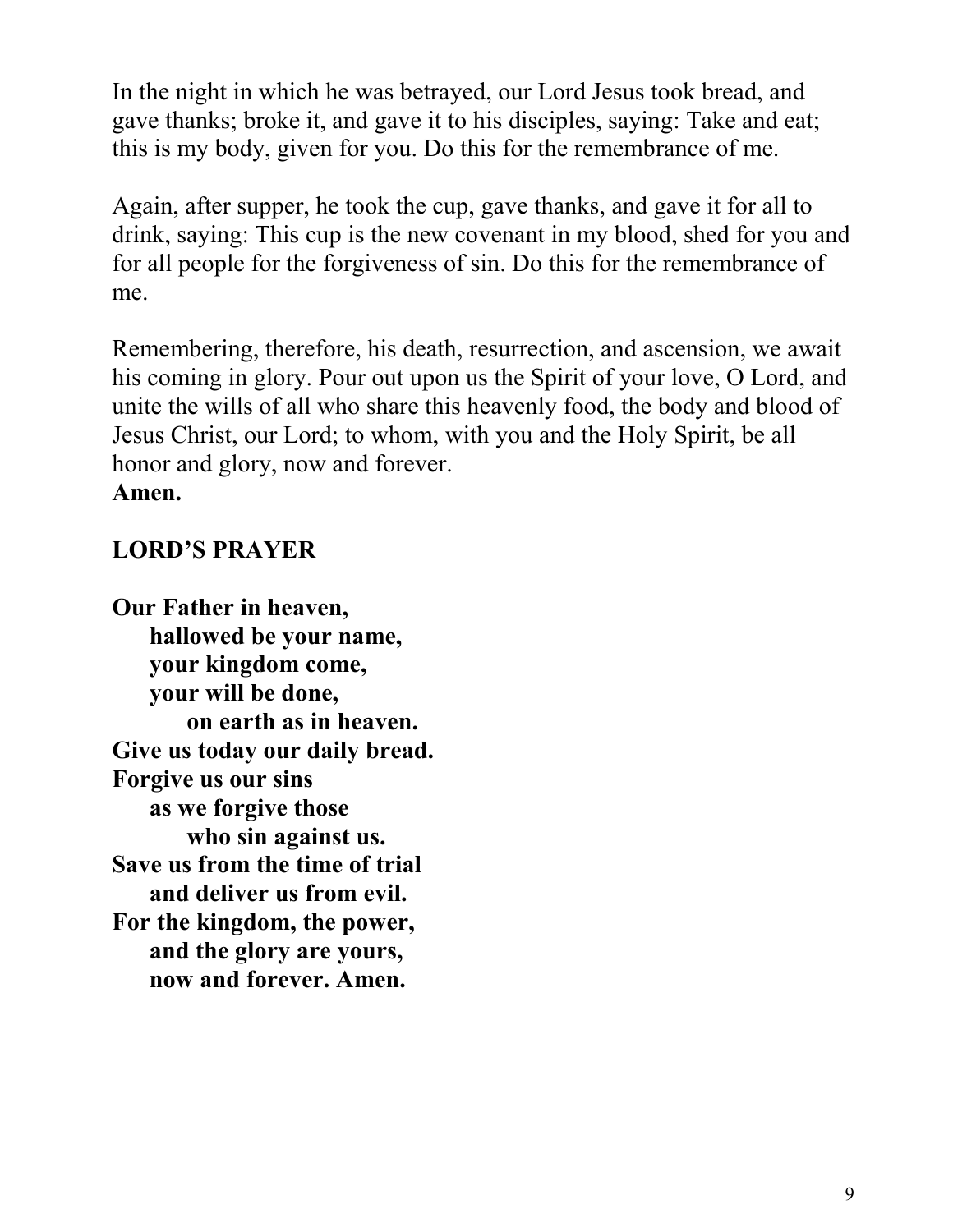In the night in which he was betrayed, our Lord Jesus took bread, and gave thanks; broke it, and gave it to his disciples, saying: Take and eat; this is my body, given for you. Do this for the remembrance of me.

Again, after supper, he took the cup, gave thanks, and gave it for all to drink, saying: This cup is the new covenant in my blood, shed for you and for all people for the forgiveness of sin. Do this for the remembrance of me.

Remembering, therefore, his death, resurrection, and ascension, we await his coming in glory. Pour out upon us the Spirit of your love, O Lord, and unite the wills of all who share this heavenly food, the body and blood of Jesus Christ, our Lord; to whom, with you and the Holy Spirit, be all honor and glory, now and forever.
**Amen.**

**LORD'S PRAYER**

**Our Father in heaven,**
**hallowed be your name,**
**your kingdom come,**
**your will be done,**
**on earth as in heaven.**
**Give us today our daily bread.**
**Forgive us our sins**
**as we forgive those**
**who sin against us.**
**Save us from the time of trial**
**and deliver us from evil.**
**For the kingdom, the power,**
**and the glory are yours,**
**now and forever. Amen.**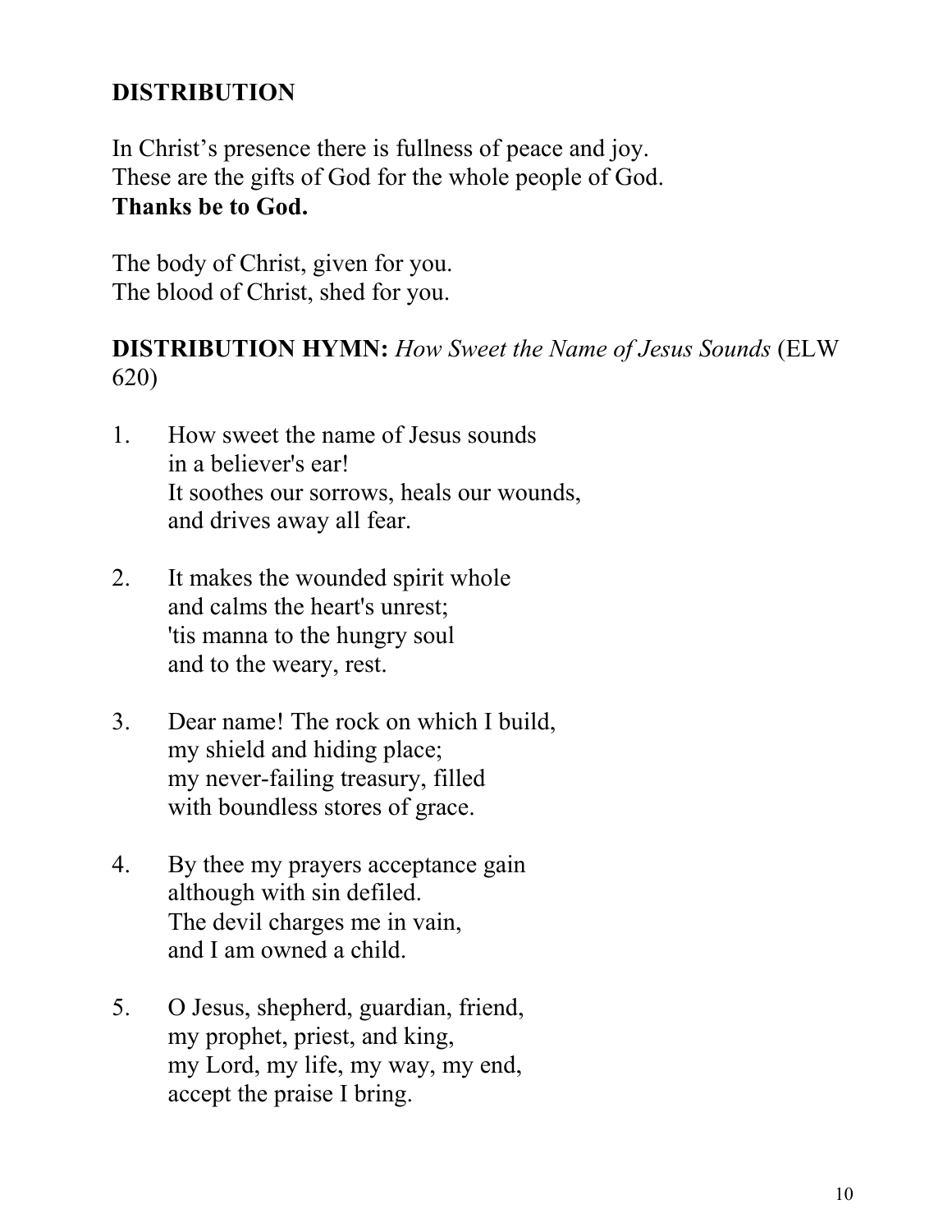**DISTRIBUTION**

In Christ's presence there is fullness of peace and joy.
These are the gifts of God for the whole people of God.
**Thanks be to God.**

The body of Christ, given for you.
The blood of Christ, shed for you.

**DISTRIBUTION HYMN:** *How Sweet the Name of Jesus Sounds* (ELW 620)

1. How sweet the name of Jesus sounds
   in a believer's ear!
   It soothes our sorrows, heals our wounds,
   and drives away all fear.

2. It makes the wounded spirit whole
   and calms the heart's unrest;
   'tis manna to the hungry soul
   and to the weary, rest.

3. Dear name! The rock on which I build,
   my shield and hiding place;
   my never-failing treasury, filled
   with boundless stores of grace.

4. By thee my prayers acceptance gain
   although with sin defiled.
   The devil charges me in vain,
   and I am owned a child.

5. O Jesus, shepherd, guardian, friend,
   my prophet, priest, and king,
   my Lord, my life, my way, my end,
   accept the praise I bring.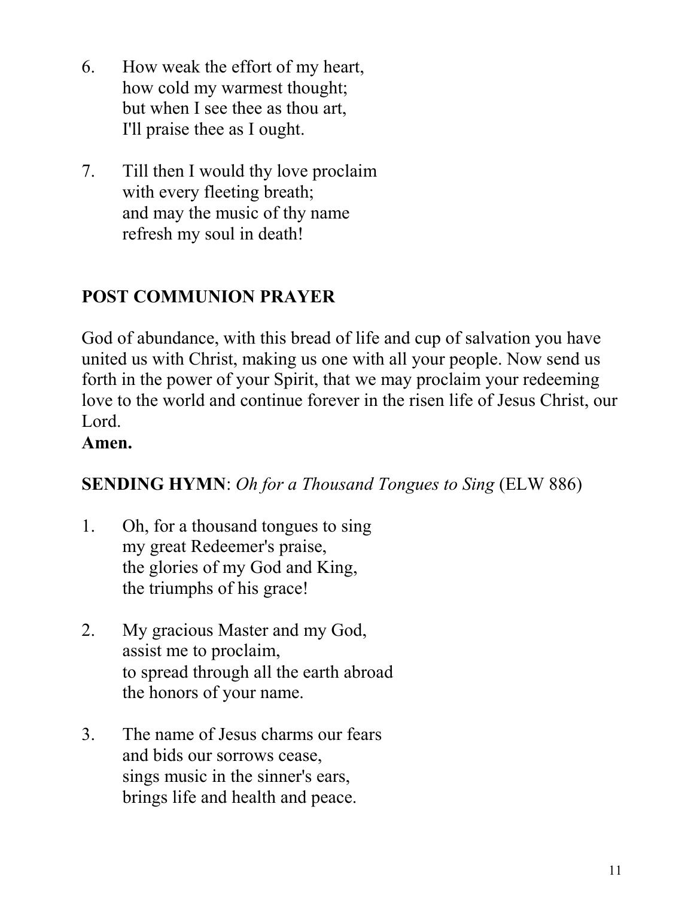6. How weak the effort of my heart,  
   how cold my warmest thought;  
   but when I see thee as thou art,  
   I'll praise thee as I ought.

7. Till then I would thy love proclaim  
   with every fleeting breath;  
   and may the music of thy name  
   refresh my soul in death!

## POST COMMUNION PRAYER

God of abundance, with this bread of life and cup of salvation you have united us with Christ, making us one with all your people. Now send us forth in the power of your Spirit, that we may proclaim your redeeming love to the world and continue forever in the risen life of Jesus Christ, our Lord.

**Amen.**

**SENDING HYMN**: *Oh for a Thousand Tongues to Sing* (ELW 886)

1. Oh, for a thousand tongues to sing  
   my great Redeemer's praise,  
   the glories of my God and King,  
   the triumphs of his grace!

2. My gracious Master and my God,  
   assist me to proclaim,  
   to spread through all the earth abroad  
   the honors of your name.

3. The name of Jesus charms our fears  
   and bids our sorrows cease,  
   sings music in the sinner's ears,  
   brings life and health and peace.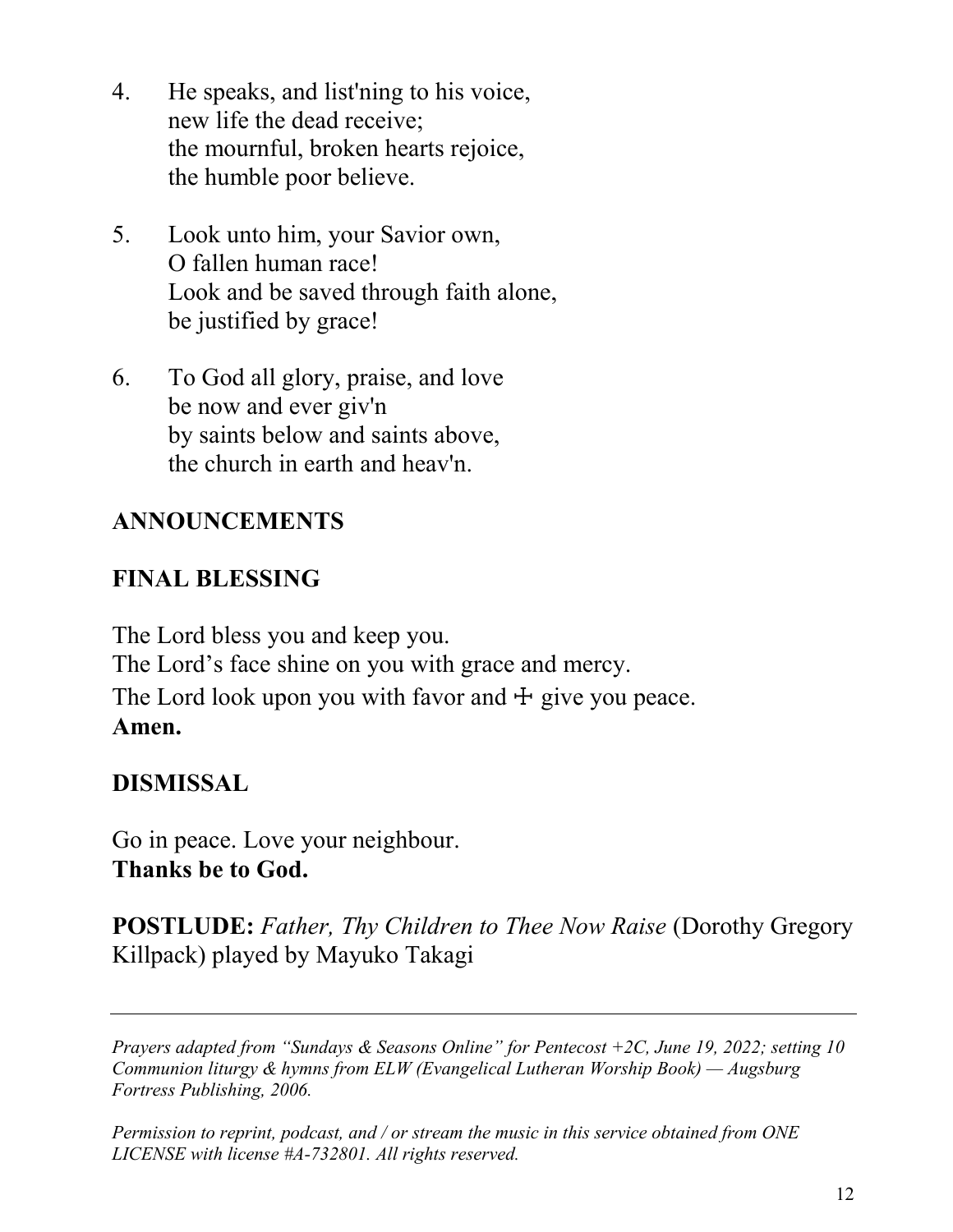4. He speaks, and list'ning to his voice,
   new life the dead receive;
   the mournful, broken hearts rejoice,
   the humble poor believe.

5. Look unto him, your Savior own,
   O fallen human race!
   Look and be saved through faith alone,
   be justified by grace!

6. To God all glory, praise, and love
   be now and ever giv'n
   by saints below and saints above,
   the church in earth and heav'n.

**ANNOUNCEMENTS**

**FINAL BLESSING**

The Lord bless you and keep you.
The Lord's face shine on you with grace and mercy.
The Lord look upon you with favor and ☩ give you peace.
**Amen.**

**DISMISSAL**

Go in peace. Love your neighbour.
**Thanks be to God.**

**POSTLUDE:** *Father, Thy Children to Thee Now Raise* (Dorothy Gregory Killpack) played by Mayuko Takagi

---

*Prayers adapted from "Sundays & Seasons Online" for Pentecost +2C, June 19, 2022; setting 10 Communion liturgy & hymns from ELW (Evangelical Lutheran Worship Book) — Augsburg Fortress Publishing, 2006.*

*Permission to reprint, podcast, and / or stream the music in this service obtained from ONE LICENSE with license #A-732801. All rights reserved.*